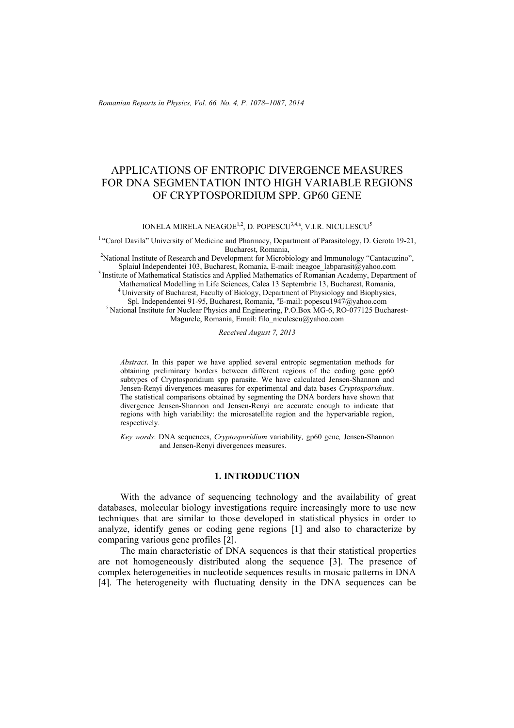# APPLICATIONS OF ENTROPIC DIVERGENCE MEASURES FOR DNA SEGMENTATION INTO HIGH VARIABLE REGIONS OF CRYPTOSPORIDIUM SPP. GP60 GENE

IONELA MIRELA NEAGOE[1,2], D. POPESCU[3,4,a], V.I.R. NICULESCU[5]

[1] "Carol Davila" University of Medicine and Pharmacy, Department of Parasitology, D. Gerota 19-21, Bucharest, Romania,

[2] National Institute of Research and Development for Microbiology and Immunology "Cantacuzino", Splaiul Independentei 103, Bucharest, Romania, E-mail: ineagoe_labparasit@yahoo.com

[3] Institute of Mathematical Statistics and Applied Mathematics of Romanian Academy, Department of Mathematical Modelling in Life Sciences, Calea 13 Septembrie 13, Bucharest, Romania,

[4] University of Bucharest, Faculty of Biology, Department of Physiology and Biophysics, Spl. Independentei 91-95, Bucharest, Romania, [a] E-mail: popescu1947@yahoo.com

[5] National Institute for Nuclear Physics and Engineering, P.O.Box MG-6, RO-077125 Bucharest-Magurele, Romania, Email: filo_niculescu@yahoo.com

*Received August 7, 2013*

*Abstract*. In this paper we have applied several entropic segmentation methods for obtaining preliminary borders between different regions of the coding gene gp60 subtypes of Cryptosporidium spp parasite. We have calculated Jensen-Shannon and Jensen-Renyi divergences measures for experimental and data bases *Cryptosporidium*. The statistical comparisons obtained by segmenting the DNA borders have shown that divergence Jensen-Shannon and Jensen-Renyi are accurate enough to indicate that regions with high variability: the microsatellite region and the hypervariable region, respectively.

*Key words*: DNA sequences, *Cryptosporidium* variability*,* gp60 gene*,* Jensen-Shannon and Jensen-Renyi divergences measures.

## 1. INTRODUCTION

With the advance of sequencing technology and the availability of great databases, molecular biology investigations require increasingly more to use new techniques that are similar to those developed in statistical physics in order to analyze, identify genes or coding gene regions [1] and also to characterize by comparing various gene profiles [2].

The main characteristic of DNA sequences is that their statistical properties are not homogeneously distributed along the sequence [3]. The presence of complex heterogeneities in nucleotide sequences results in mosaic patterns in DNA [4]. The heterogeneity with fluctuating density in the DNA sequences can be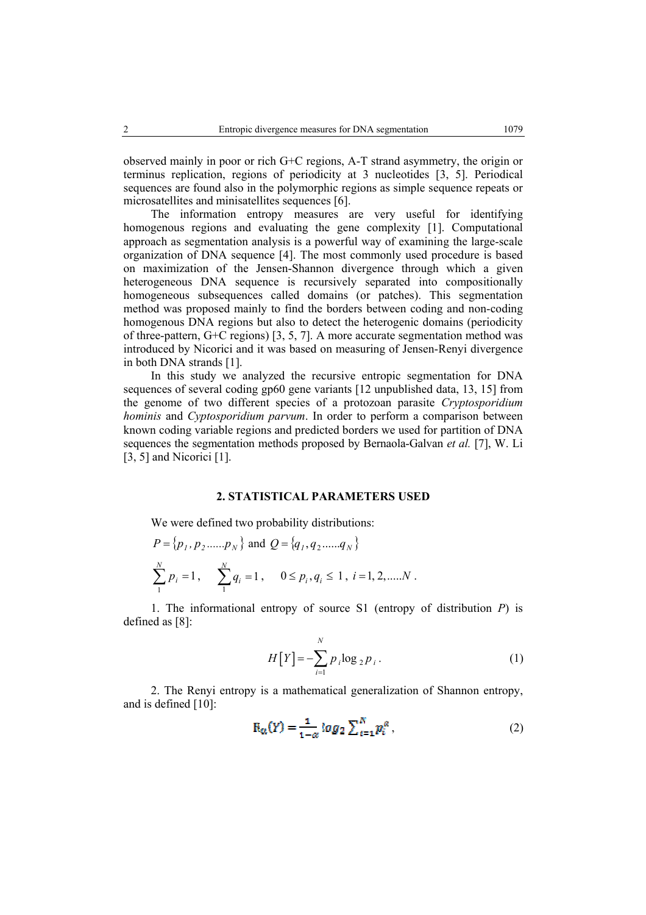observed mainly in poor or rich G+C regions, A-T strand asymmetry, the origin or terminus replication, regions of periodicity at 3 nucleotides [3, 5]. Periodical sequences are found also in the polymorphic regions as simple sequence repeats or microsatellites and minisatellites sequences [6].

The information entropy measures are very useful for identifying homogenous regions and evaluating the gene complexity [1]. Computational approach as segmentation analysis is a powerful way of examining the large-scale organization of DNA sequence [4]. The most commonly used procedure is based on maximization of the Jensen-Shannon divergence through which a given heterogeneous DNA sequence is recursively separated into compositionally homogeneous subsequences called domains (or patches). This segmentation method was proposed mainly to find the borders between coding and non-coding homogenous DNA regions but also to detect the heterogenic domains (periodicity of three-pattern, G+C regions) [3, 5, 7]. A more accurate segmentation method was introduced by Nicorici and it was based on measuring of Jensen-Renyi divergence in both DNA strands [1].

In this study we analyzed the recursive entropic segmentation for DNA sequences of several coding gp60 gene variants [12 unpublished data, 13, 15] from the genome of two different species of a protozoan parasite *Cryptosporidium hominis* and *Cyptosporidium parvum*. In order to perform a comparison between known coding variable regions and predicted borders we used for partition of DNA sequences the segmentation methods proposed by Bernaola-Galvan *et al.* [7], W. Li [3, 5] and Nicorici [1].

## 2. STATISTICAL PARAMETERS USED

We were defined two probability distributions:

$$P = \{p_1, p_2 ......p_N\} \text{ and } Q = \{q_1, q_2 ......q_N\}$$

$$\sum_{1}^{N} p_i = 1, \quad \sum_{1}^{N} q_i = 1, \quad 0 \le p_i, q_i \le 1, \; i = 1, 2, .....N .$$

1. The informational entropy of source S1 (entropy of distribution *P*) is defined as [8]:

$$H[Y] = -\sum_{i=1}^{N} p_i \log_2 p_i . \tag{1}$$

2. The Renyi entropy is a mathematical generalization of Shannon entropy, and is defined [10]:

$$R_\alpha(Y) = \frac{1}{1-\alpha} \log_2 \sum_{i=1}^{N} p_i^\alpha , \tag{2}$$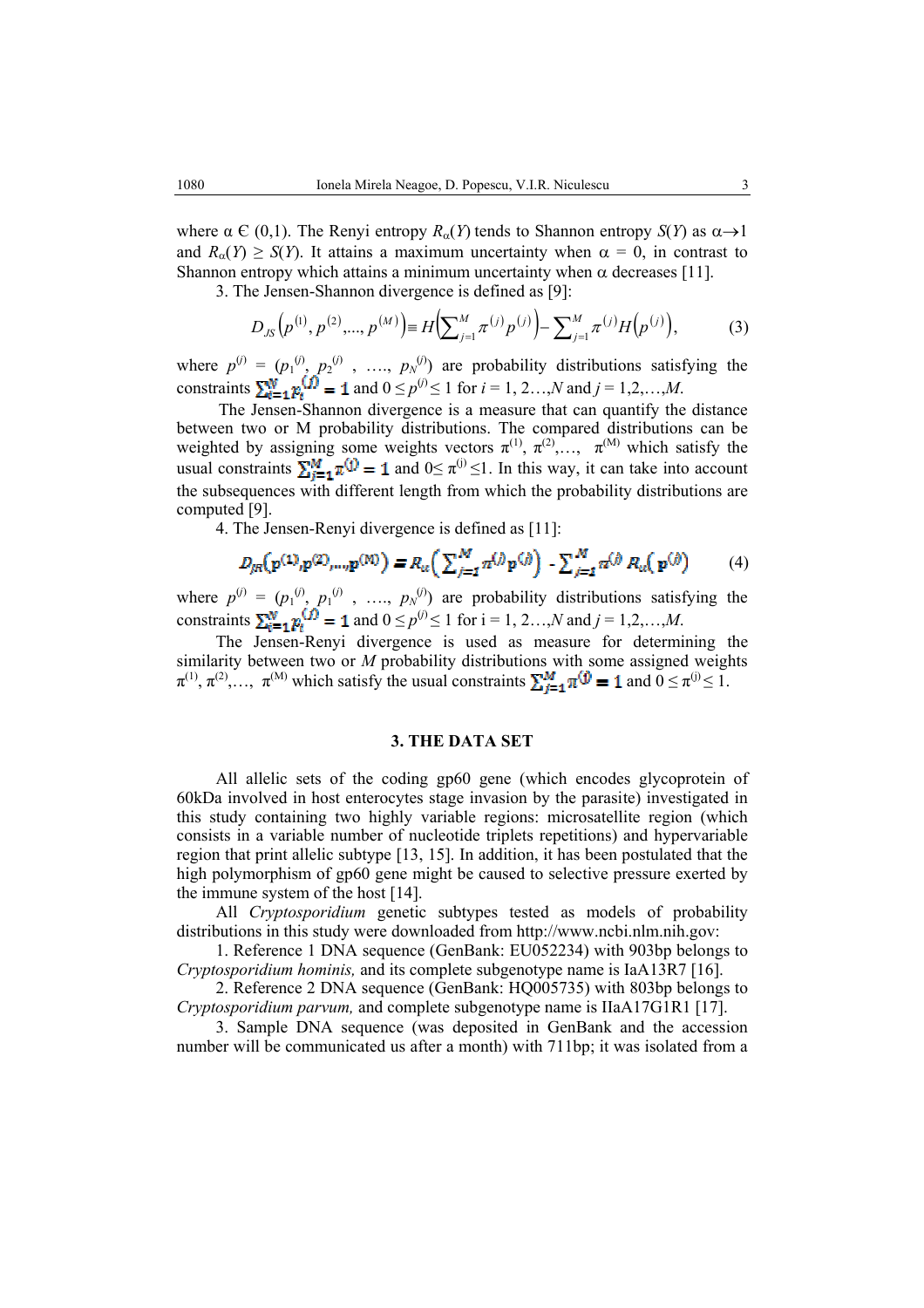where α Є (0,1). The Renyi entropy $R_\alpha(Y)$ tends to Shannon entropy $S(Y)$ as $\alpha\to 1$ and $R_\alpha(Y) \geq S(Y)$. It attains a maximum uncertainty when $\alpha = 0$, in contrast to Shannon entropy which attains a minimum uncertainty when α decreases [11].

3. The Jensen-Shannon divergence is defined as [9]:

$$D_{JS}\left(p^{(1)}, p^{(2)},..., p^{(M)}\right) \equiv H\left(\sum_{j=1}^{M} \pi^{(j)} p^{(j)}\right) - \sum_{j=1}^{M} \pi^{(j)} H\left(p^{(j)}\right), \tag{3}$$

where $p^{(j)} = (p_1^{(j)}, p_2^{(j)}, \ldots, p_N^{(j)})$ are probability distributions satisfying the constraints $\sum_{i=1}^{N} p_i^{(j)} = 1$ and $0 \leq p^{(j)} \leq 1$ for $i = 1, 2\ldots,N$ and $j = 1,2,\ldots,M$.

The Jensen-Shannon divergence is a measure that can quantify the distance between two or M probability distributions. The compared distributions can be weighted by assigning some weights vectors $\pi^{(1)}, \pi^{(2)},\ldots, \pi^{(M)}$ which satisfy the usual constraints $\sum_{j=1}^{M} \pi^{(j)} = 1$ and $0\leq \pi^{(j)} \leq 1$. In this way, it can take into account the subsequences with different length from which the probability distributions are computed [9].

4. The Jensen-Renyi divergence is defined as [11]:

$$D_{JR}\left(p^{(1)}, p^{(2)},..., p^{(M)}\right) = R_\alpha\left(\sum_{j=1}^{M} \pi^{(j)} p^{(j)}\right) - \sum_{j=1}^{M} \pi^{(j)} R_\alpha\left(p^{(j)}\right) \tag{4}$$

where $p^{(j)} = (p_1^{(j)}, p_1^{(j)}, \ldots, p_N^{(j)})$ are probability distributions satisfying the constraints $\sum_{i=1}^{N} p_i^{(j)} = 1$ and $0 \leq p^{(j)} \leq 1$ for $i = 1, 2\ldots,N$ and $j = 1,2,\ldots,M$.

The Jensen-Renyi divergence is used as measure for determining the similarity between two or $M$ probability distributions with some assigned weights $\pi^{(1)}, \pi^{(2)},\ldots, \pi^{(M)}$ which satisfy the usual constraints $\sum_{j=1}^{M} \pi^{(j)} = 1$ and $0 \leq \pi^{(j)} \leq 1$.

## 3. THE DATA SET

All allelic sets of the coding gp60 gene (which encodes glycoprotein of 60kDa involved in host enterocytes stage invasion by the parasite) investigated in this study containing two highly variable regions: microsatellite region (which consists in a variable number of nucleotide triplets repetitions) and hypervariable region that print allelic subtype [13, 15]. In addition, it has been postulated that the high polymorphism of gp60 gene might be caused to selective pressure exerted by the immune system of the host [14].

All *Cryptosporidium* genetic subtypes tested as models of probability distributions in this study were downloaded from http://www.ncbi.nlm.nih.gov:

1. Reference 1 DNA sequence (GenBank: EU052234) with 903bp belongs to *Cryptosporidium hominis,* and its complete subgenotype name is IaA13R7 [16].

2. Reference 2 DNA sequence (GenBank: HQ005735) with 803bp belongs to *Cryptosporidium parvum,* and complete subgenotype name is IIaA17G1R1 [17].

3. Sample DNA sequence (was deposited in GenBank and the accession number will be communicated us after a month) with 711bp; it was isolated from a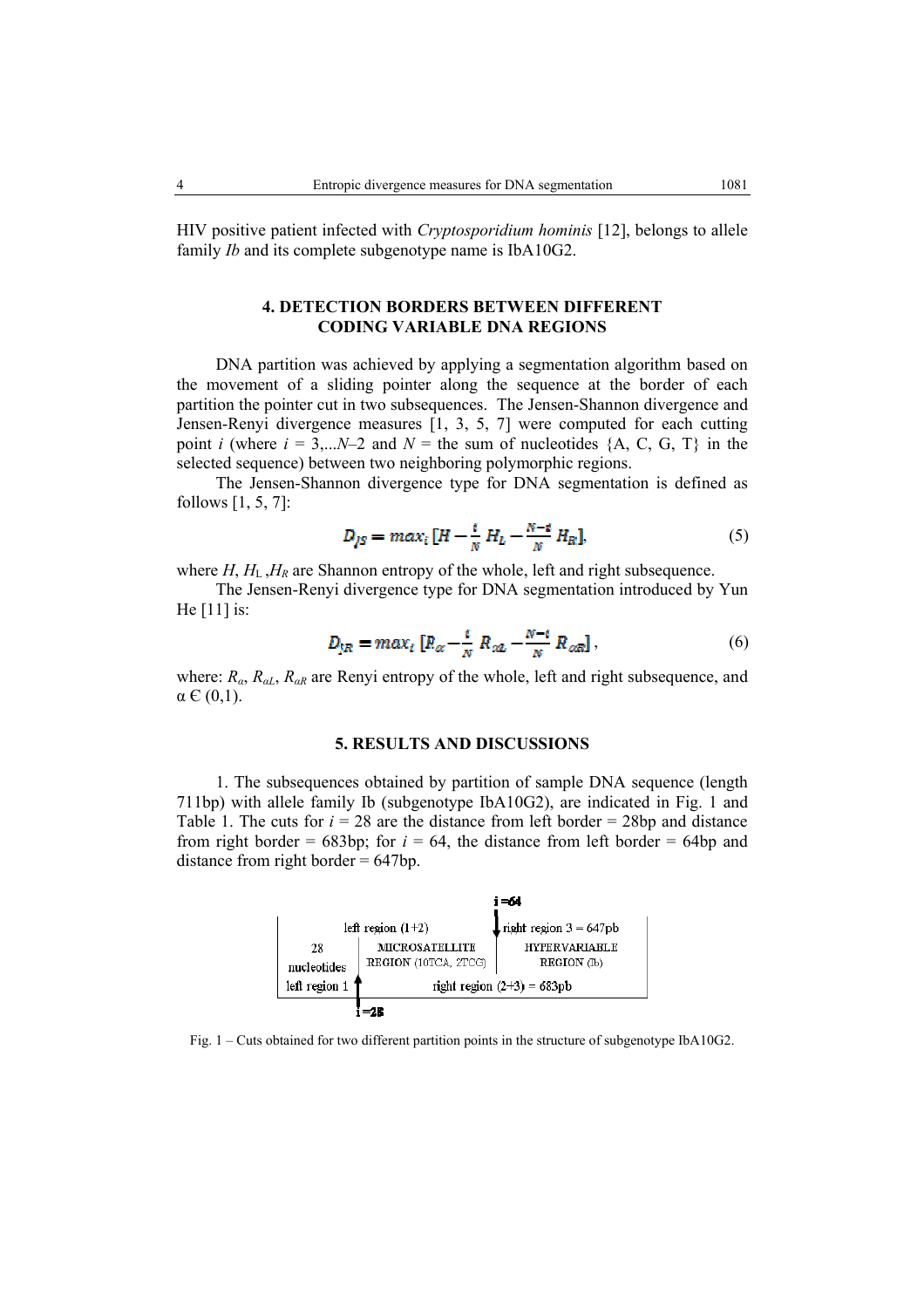HIV positive patient infected with *Cryptosporidium hominis* [12], belongs to allele family *Ib* and its complete subgenotype name is IbA10G2.

## 4. DETECTION BORDERS BETWEEN DIFFERENT CODING VARIABLE DNA REGIONS

DNA partition was achieved by applying a segmentation algorithm based on the movement of a sliding pointer along the sequence at the border of each partition the pointer cut in two subsequences. The Jensen-Shannon divergence and Jensen-Renyi divergence measures [1, 3, 5, 7] were computed for each cutting point $i$ (where $i = 3,...N–2$ and $N$ = the sum of nucleotides {A, C, G, T} in the selected sequence) between two neighboring polymorphic regions.

The Jensen-Shannon divergence type for DNA segmentation is defined as follows [1, 5, 7]:

$$D_{JS} = max_i \left[H - \frac{i}{N} H_L - \frac{N-i}{N} H_R\right], \tag{5}$$

where $H$, $H_L$, $H_R$ are Shannon entropy of the whole, left and right subsequence.

The Jensen-Renyi divergence type for DNA segmentation introduced by Yun He [11] is:

$$D_{JR} = max_i \left[R_{\alpha} - \frac{i}{N} R_{\alpha L} - \frac{N-i}{N} R_{\alpha R}\right], \tag{6}$$

where: $R_{\alpha}$, $R_{\alpha L}$, $R_{\alpha R}$ are Renyi entropy of the whole, left and right subsequence, and $\alpha \in (0,1)$.

## 5. RESULTS AND DISCUSSIONS

1. The subsequences obtained by partition of sample DNA sequence (length 711bp) with allele family Ib (subgenotype IbA10G2), are indicated in Fig. 1 and Table 1. The cuts for $i = 28$ are the distance from left border = 28bp and distance from right border = 683bp; for $i = 64$, the distance from left border = 64bp and distance from right border = 647bp.

|  | $i = 64$ ↓ | |
|---|---|---|
| left region (1+2) | | right region 3 = 647pb |
| 28 nucleotides | MICROSATELLITE REGION (10TCA, 2TCG) | HYPERVARIABLE REGION (Ib) |
| left region 1 | right region (2+3) = 683pb | |
| ↑ $i = 28$ | | |

Fig. 1 – Cuts obtained for two different partition points in the structure of subgenotype IbA10G2.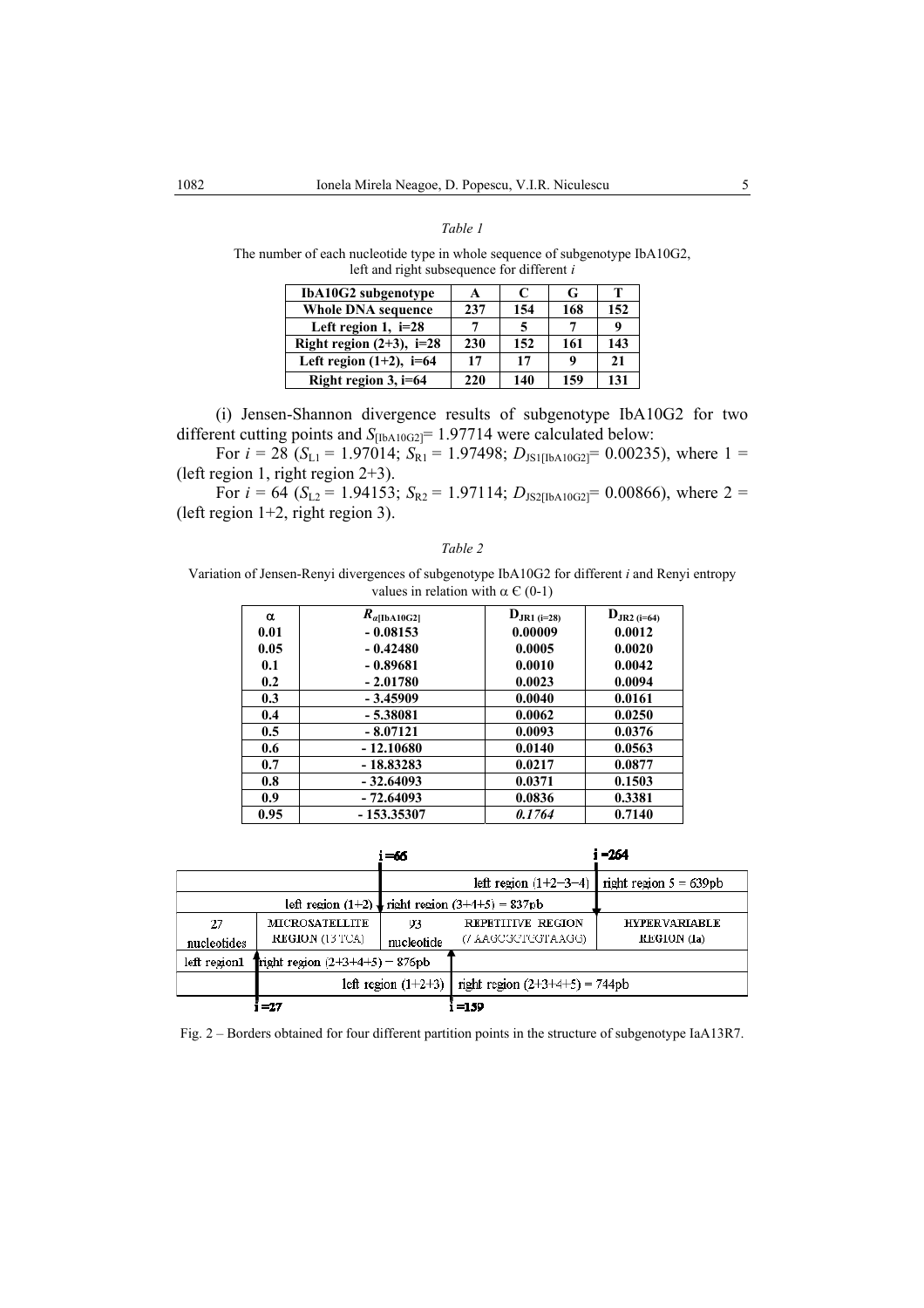*Table 1*

The number of each nucleotide type in whole sequence of subgenotype IbA10G2, left and right subsequence for different *i*

| IbA10G2 subgenotype | A | C | G | T |
|---|---|---|---|---|
| Whole DNA sequence | 237 | 154 | 168 | 152 |
| Left region 1, i=28 | 7 | 5 | 7 | 9 |
| Right region (2+3), i=28 | 230 | 152 | 161 | 143 |
| Left region (1+2), i=64 | 17 | 17 | 9 | 21 |
| Right region 3, i=64 | 220 | 140 | 159 | 131 |

(i) Jensen-Shannon divergence results of subgenotype IbA10G2 for two different cutting points and $S_{[\text{IbA10G2}]}$= 1.97714 were calculated below:

For $i$ = 28 ($S_{L1}$ = 1.97014; $S_{R1}$ = 1.97498; $D_{JS1[\text{IbA10G2}]}$= 0.00235), where 1 = (left region 1, right region 2+3).

For $i$ = 64 ($S_{L2}$ = 1.94153; $S_{R2}$ = 1.97114; $D_{JS2[\text{IbA10G2}]}$= 0.00866), where 2 = (left region 1+2, right region 3).

*Table 2*

Variation of Jensen-Renyi divergences of subgenotype IbA10G2 for different *i* and Renyi entropy values in relation with $\alpha \in$ (0-1)

| $\alpha$ | $R_{\alpha[\text{IbA10G2}]}$ | $D_{JR1\ (i=28)}$ | $D_{JR2\ (i=64)}$ |
|---|---|---|---|
| 0.01 | - 0.08153 | 0.00009 | 0.0012 |
| 0.05 | - 0.42480 | 0.0005 | 0.0020 |
| 0.1 | - 0.89681 | 0.0010 | 0.0042 |
| 0.2 | - 2.01780 | 0.0023 | 0.0094 |
| 0.3 | - 3.45909 | 0.0040 | 0.0161 |
| 0.4 | - 5.38081 | 0.0062 | 0.0250 |
| 0.5 | - 8.07121 | 0.0093 | 0.0376 |
| 0.6 | - 12.10680 | 0.0140 | 0.0563 |
| 0.7 | - 18.83283 | 0.0217 | 0.0877 |
| 0.8 | - 32.64093 | 0.0371 | 0.1503 |
| 0.9 | - 72.64093 | 0.0836 | 0.3381 |
| 0.95 | - 153.35307 | *0.1764* | 0.7140 |

i =66 — i =264

| | | | | |
|---|---|---|---|---|
| left region (1+2+3+4) | | | | right region 5 = 639pb |
| left region (1+2) | | right region (3+4+5) = 837pb | | |
| 27 nucleotides | MICROSATELLITE REGION (13 TCA) | 93 nucleotide | REPETITIVE REGION (7 AAGCGCTCGTAAGG) | HYPERVARIABLE REGION (Ia) |
| left region1 | right region (2+3+4+5) = 876pb | | | |
| left region (1+2+3) | | | right region (2+3+4+5) = 744pb | |

i =27 — i =159

Fig. 2 – Borders obtained for four different partition points in the structure of subgenotype IaA13R7.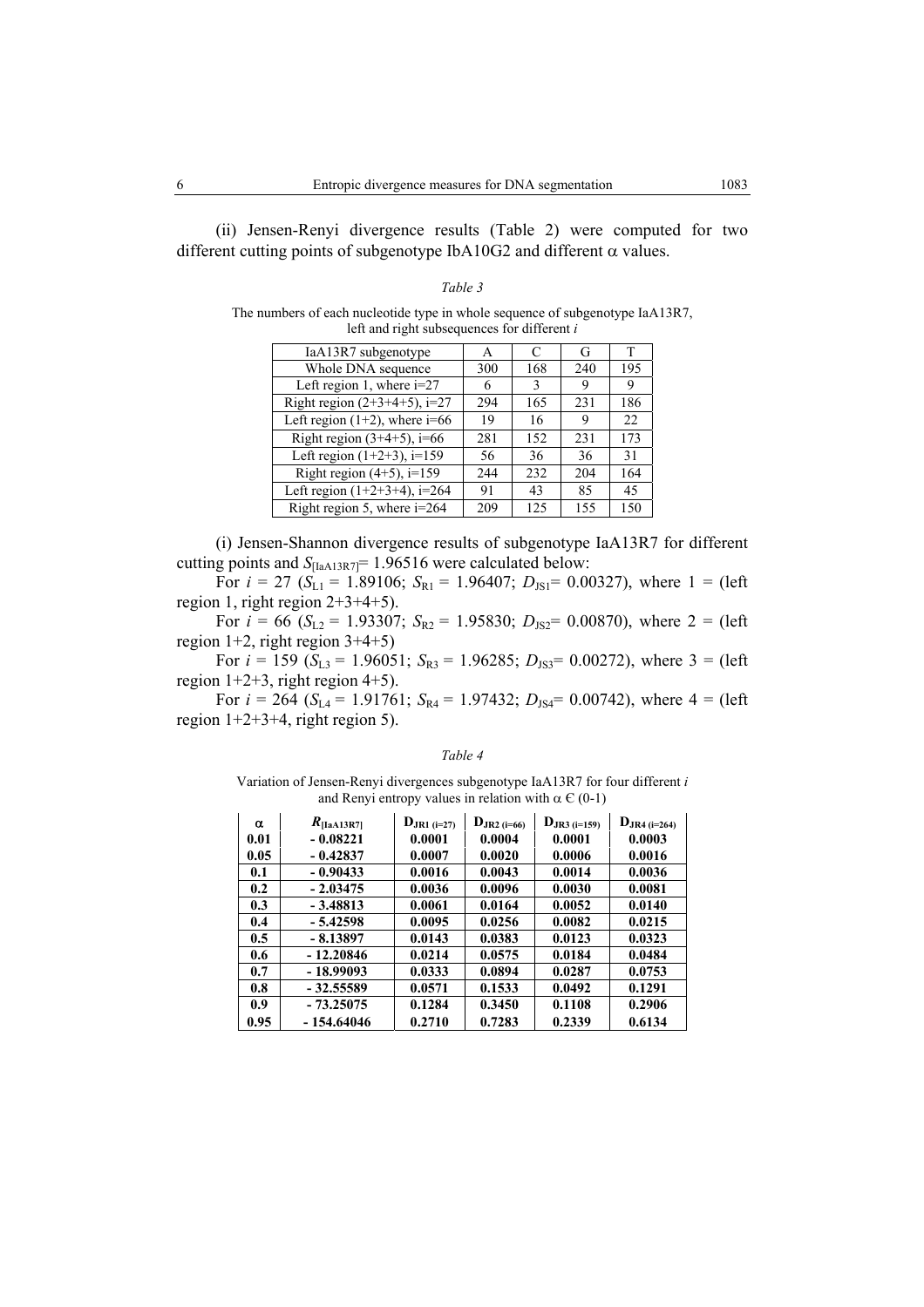(ii) Jensen-Renyi divergence results (Table 2) were computed for two different cutting points of subgenotype IbA10G2 and different $\alpha$ values.

*Table 3*

The numbers of each nucleotide type in whole sequence of subgenotype IaA13R7, left and right subsequences for different *i*

| IaA13R7 subgenotype | A | C | G | T |
|---|---|---|---|---|
| Whole DNA sequence | 300 | 168 | 240 | 195 |
| Left region 1, where i=27 | 6 | 3 | 9 | 9 |
| Right region (2+3+4+5), i=27 | 294 | 165 | 231 | 186 |
| Left region (1+2), where i=66 | 19 | 16 | 9 | 22 |
| Right region (3+4+5), i=66 | 281 | 152 | 231 | 173 |
| Left region (1+2+3), i=159 | 56 | 36 | 36 | 31 |
| Right region (4+5), i=159 | 244 | 232 | 204 | 164 |
| Left region (1+2+3+4), i=264 | 91 | 43 | 85 | 45 |
| Right region 5, where i=264 | 209 | 125 | 155 | 150 |

(i) Jensen-Shannon divergence results of subgenotype IaA13R7 for different cutting points and $S_{[\mathrm{IaA13R7}]}$= 1.96516 were calculated below:

For $i$ = 27 ($S_{L1}$ = 1.89106; $S_{R1}$ = 1.96407; $D_{JS1}$= 0.00327), where 1 = (left region 1, right region 2+3+4+5).

For $i$ = 66 ($S_{L2}$ = 1.93307; $S_{R2}$ = 1.95830; $D_{JS2}$= 0.00870), where 2 = (left region 1+2, right region 3+4+5)

For $i$ = 159 ($S_{L3}$ = 1.96051; $S_{R3}$ = 1.96285; $D_{JS3}$= 0.00272), where 3 = (left region 1+2+3, right region 4+5).

For $i$ = 264 ($S_{L4}$ = 1.91761; $S_{R4}$ = 1.97432; $D_{JS4}$= 0.00742), where 4 = (left region 1+2+3+4, right region 5).

*Table 4*

Variation of Jensen-Renyi divergences subgenotype IaA13R7 for four different *i* and Renyi entropy values in relation with $\alpha \in (0\text{-}1)$

| $\alpha$ | $R_{[\mathrm{IaA13R7}]}$ | $D_{JR1\,(i=27)}$ | $D_{JR2\,(i=66)}$ | $D_{JR3\,(i=159)}$ | $D_{JR4\,(i=264)}$ |
|---|---|---|---|---|---|
| **0.01** | **- 0.08221** | **0.0001** | **0.0004** | **0.0001** | **0.0003** |
| **0.05** | **- 0.42837** | **0.0007** | **0.0020** | **0.0006** | **0.0016** |
| **0.1** | **- 0.90433** | **0.0016** | **0.0043** | **0.0014** | **0.0036** |
| **0.2** | **- 2.03475** | **0.0036** | **0.0096** | **0.0030** | **0.0081** |
| **0.3** | **- 3.48813** | **0.0061** | **0.0164** | **0.0052** | **0.0140** |
| **0.4** | **- 5.42598** | **0.0095** | **0.0256** | **0.0082** | **0.0215** |
| **0.5** | **- 8.13897** | **0.0143** | **0.0383** | **0.0123** | **0.0323** |
| **0.6** | **- 12.20846** | **0.0214** | **0.0575** | **0.0184** | **0.0484** |
| **0.7** | **- 18.99093** | **0.0333** | **0.0894** | **0.0287** | **0.0753** |
| **0.8** | **- 32.55589** | **0.0571** | **0.1533** | **0.0492** | **0.1291** |
| **0.9** | **- 73.25075** | **0.1284** | **0.3450** | **0.1108** | **0.2906** |
| **0.95** | **- 154.64046** | **0.2710** | **0.7283** | **0.2339** | **0.6134** |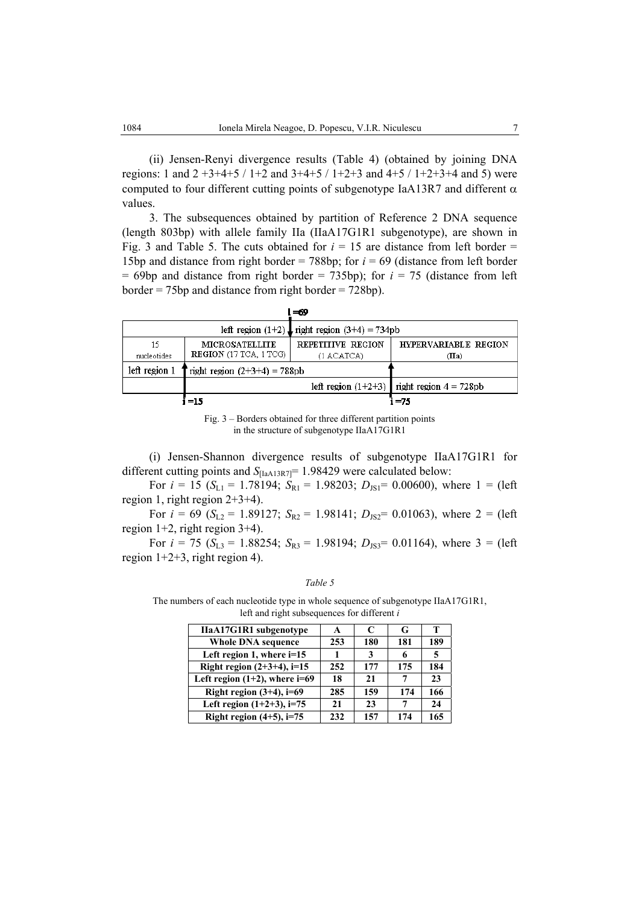(ii) Jensen-Renyi divergence results (Table 4) (obtained by joining DNA regions: 1 and 2 +3+4+5 / 1+2 and 3+4+5 / 1+2+3 and 4+5 / 1+2+3+4 and 5) were computed to four different cutting points of subgenotype IaA13R7 and different $\alpha$ values.

3. The subsequences obtained by partition of Reference 2 DNA sequence (length 803bp) with allele family IIa (IIaA17G1R1 subgenotype), are shown in Fig. 3 and Table 5. The cuts obtained for $i$ = 15 are distance from left border = 15bp and distance from right border = 788bp; for $i$ = 69 (distance from left border = 69bp and distance from right border = 735bp); for $i$ = 75 (distance from left border = 75bp and distance from right border = 728bp).

| i =69 | | | |
|---|---|---|---|
| left region (1+2) | | right region (3+4) = 734pb | |
| 15 nucleotides | MICROSATELLITE REGION (17 TCA, 1 TCG) | REPETITIVE REGION (1 ACATCA) | HYPERVARIABLE REGION (IIa) |
| left region 1 | right region (2+3+4) = 788pb | | |
| | | left region (1+2+3) | right region 4 = 728pb |
| i =15 | | i =75 | |

Fig. 3 – Borders obtained for three different partition points in the structure of subgenotype IIaA17G1R1

(i) Jensen-Shannon divergence results of subgenotype IIaA17G1R1 for different cutting points and $S_{[\mathrm{IaA13R7}]}$= 1.98429 were calculated below:

For $i$ = 15 ($S_{L1}$ = 1.78194; $S_{R1}$ = 1.98203; $D_{JS1}$= 0.00600), where 1 = (left region 1, right region 2+3+4).

For $i$ = 69 ($S_{L2}$ = 1.89127; $S_{R2}$ = 1.98141; $D_{JS2}$= 0.01063), where 2 = (left region 1+2, right region 3+4).

For $i$ = 75 ($S_{L3}$ = 1.88254; $S_{R3}$ = 1.98194; $D_{JS3}$= 0.01164), where 3 = (left region 1+2+3, right region 4).

*Table 5*

The numbers of each nucleotide type in whole sequence of subgenotype IIaA17G1R1, left and right subsequences for different $i$

| IIaA17G1R1 subgenotype | A | C | G | T |
|---|---|---|---|---|
| Whole DNA sequence | 253 | 180 | 181 | 189 |
| Left region 1, where i=15 | 1 | 3 | 6 | 5 |
| Right region (2+3+4), i=15 | 252 | 177 | 175 | 184 |
| Left region (1+2), where i=69 | 18 | 21 | 7 | 23 |
| Right region (3+4), i=69 | 285 | 159 | 174 | 166 |
| Left region (1+2+3), i=75 | 21 | 23 | 7 | 24 |
| Right region (4+5), i=75 | 232 | 157 | 174 | 165 |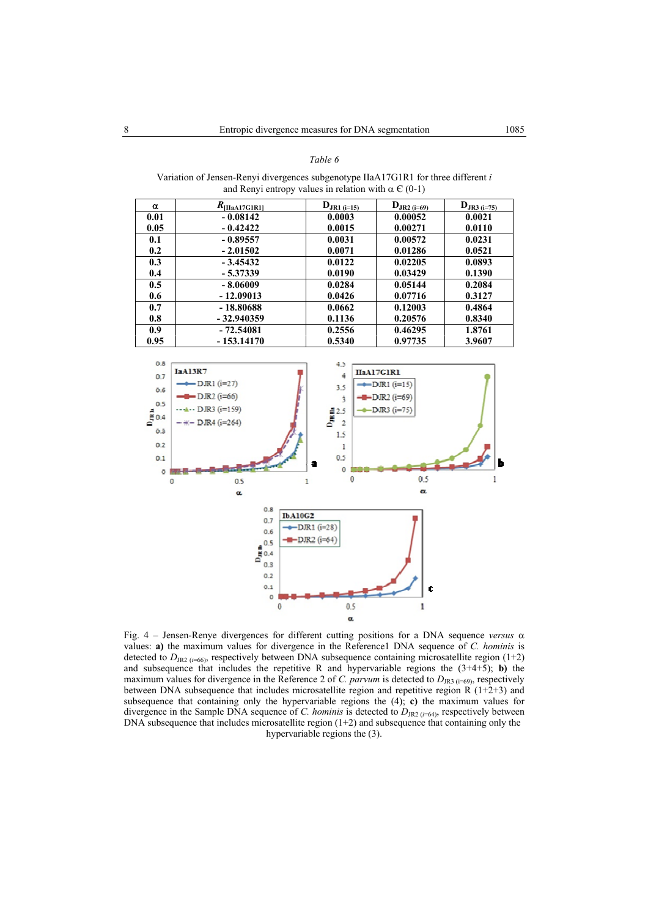*Table 6*

Variation of Jensen-Renyi divergences subgenotype IIaA17G1R1 for three different *i* and Renyi entropy values in relation with α ∈ (0-1)

| α | $R_{[IIaA17G1R1]}$ | $D_{JR1\ (i=15)}$ | $D_{JR2\ (i=69)}$ | $D_{JR3\ (i=75)}$ |
|---|---|---|---|---|
| **0.01** | **- 0.08142** | **0.0003** | **0.00052** | **0.0021** |
| **0.05** | **- 0.42422** | **0.0015** | **0.00271** | **0.0110** |
| **0.1** | **- 0.89557** | **0.0031** | **0.00572** | **0.0231** |
| **0.2** | **- 2.01502** | **0.0071** | **0.01286** | **0.0521** |
| **0.3** | **- 3.45432** | **0.0122** | **0.02205** | **0.0893** |
| **0.4** | **- 5.37339** | **0.0190** | **0.03429** | **0.1390** |
| **0.5** | **- 8.06009** | **0.0284** | **0.05144** | **0.2084** |
| **0.6** | **- 12.09013** | **0.0426** | **0.07716** | **0.3127** |
| **0.7** | **- 18.80688** | **0.0662** | **0.12003** | **0.4864** |
| **0.8** | **- 32.940359** | **0.1136** | **0.20576** | **0.8340** |
| **0.9** | **- 72.54081** | **0.2556** | **0.46295** | **1.8761** |
| **0.95** | **- 153.14170** | **0.5340** | **0.97735** | **3.9607** |

Fig. 4 – Jensen-Renye divergences for different cutting positions for a DNA sequence *versus* α values: **a)** the maximum values for divergence in the Reference1 DNA sequence of *C. hominis* is detected to $D_{JR2\ (i=66)}$, respectively between DNA subsequence containing microsatellite region (1+2) and subsequence that includes the repetitive R and hypervariable regions the (3+4+5); **b)** the maximum values for divergence in the Reference 2 of *C. parvum* is detected to $D_{JR3\ (i=69)}$, respectively between DNA subsequence that includes microsatellite region and repetitive region R (1+2+3) and subsequence that containing only the hypervariable regions the (4); **c)** the maximum values for divergence in the Sample DNA sequence of *C. hominis* is detected to $D_{JR2\ (i=64)}$, respectively between DNA subsequence that includes microsatellite region (1+2) and subsequence that containing only the hypervariable regions the (3).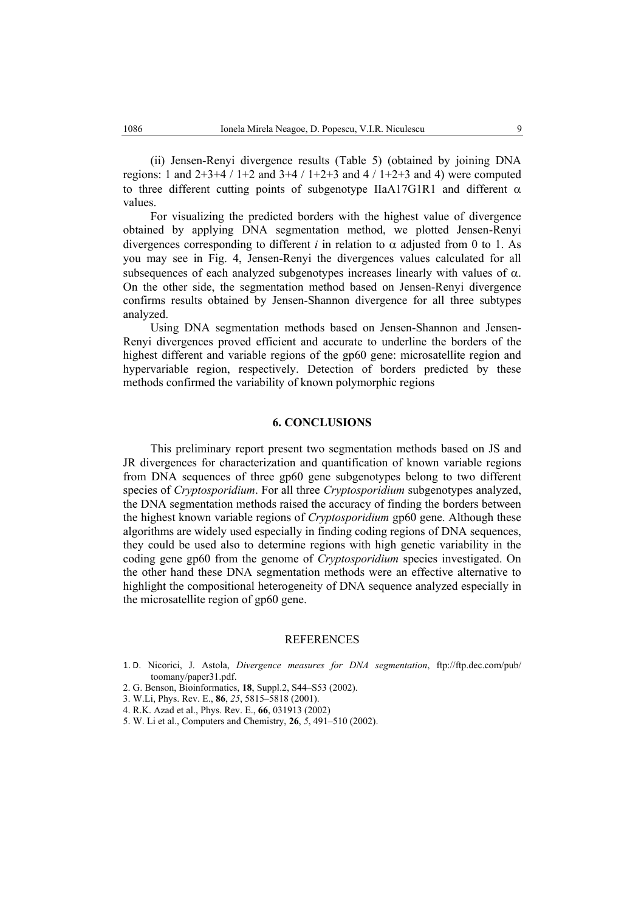(ii) Jensen-Renyi divergence results (Table 5) (obtained by joining DNA regions: 1 and 2+3+4 / 1+2 and 3+4 / 1+2+3 and 4 / 1+2+3 and 4) were computed to three different cutting points of subgenotype IIaA17G1R1 and different $\alpha$ values.

For visualizing the predicted borders with the highest value of divergence obtained by applying DNA segmentation method, we plotted Jensen-Renyi divergences corresponding to different $i$ in relation to $\alpha$ adjusted from 0 to 1. As you may see in Fig. 4, Jensen-Renyi the divergences values calculated for all subsequences of each analyzed subgenotypes increases linearly with values of $\alpha$. On the other side, the segmentation method based on Jensen-Renyi divergence confirms results obtained by Jensen-Shannon divergence for all three subtypes analyzed.

Using DNA segmentation methods based on Jensen-Shannon and Jensen-Renyi divergences proved efficient and accurate to underline the borders of the highest different and variable regions of the gp60 gene: microsatellite region and hypervariable region, respectively. Detection of borders predicted by these methods confirmed the variability of known polymorphic regions

## 6. CONCLUSIONS

This preliminary report present two segmentation methods based on JS and JR divergences for characterization and quantification of known variable regions from DNA sequences of three gp60 gene subgenotypes belong to two different species of *Cryptosporidium*. For all three *Cryptosporidium* subgenotypes analyzed, the DNA segmentation methods raised the accuracy of finding the borders between the highest known variable regions of *Cryptosporidium* gp60 gene. Although these algorithms are widely used especially in finding coding regions of DNA sequences, they could be used also to determine regions with high genetic variability in the coding gene gp60 from the genome of *Cryptosporidium* species investigated. On the other hand these DNA segmentation methods were an effective alternative to highlight the compositional heterogeneity of DNA sequence analyzed especially in the microsatellite region of gp60 gene.

## REFERENCES

1. D. Nicorici, J. Astola, *Divergence measures for DNA segmentation*, ftp://ftp.dec.com/pub/toomany/paper31.pdf.
2. G. Benson, Bioinformatics, **18**, Suppl.2, S44–S53 (2002).
3. W.Li, Phys. Rev. E., **86**, *25*, 5815–5818 (2001).
4. R.K. Azad et al., Phys. Rev. E., **66**, 031913 (2002)
5. W. Li et al., Computers and Chemistry, **26**, *5*, 491–510 (2002).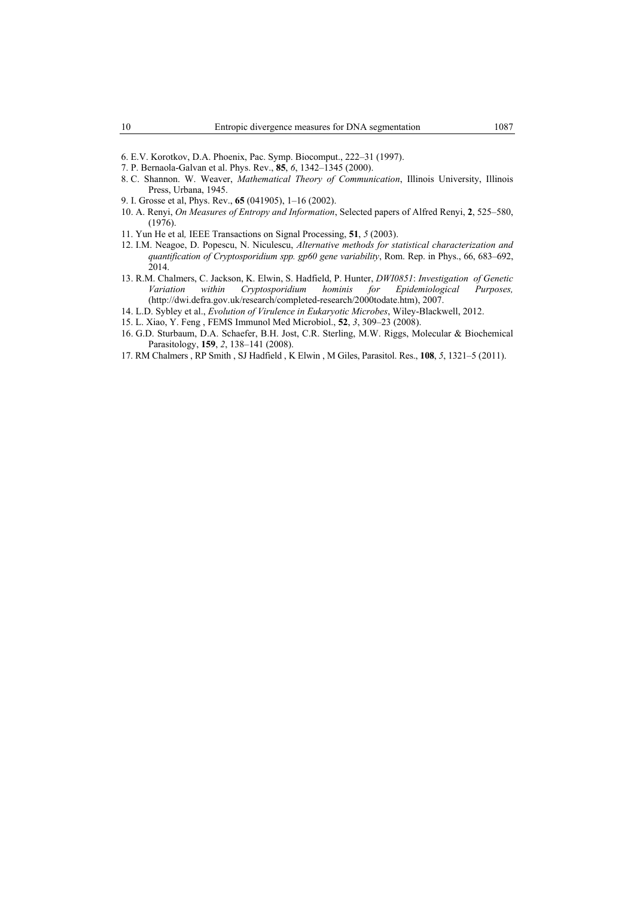6. E.V. Korotkov, D.A. Phoenix, Pac. Symp. Biocomput., 222–31 (1997).
7. P. Bernaola-Galvan et al. Phys. Rev., **85**, *6*, 1342–1345 (2000).
8. C. Shannon. W. Weaver, *Mathematical Theory of Communication*, Illinois University, Illinois Press, Urbana, 1945.
9. I. Grosse et al, Phys. Rev., **65** (041905), 1–16 (2002).
10. A. Renyi, *On Measures of Entropy and Information*, Selected papers of Alfred Renyi, **2**, 525–580, (1976).
11. Yun He et al*,* IEEE Transactions on Signal Processing, **51**, *5* (2003).
12. I.M. Neagoe, D. Popescu, N. Niculescu, *Alternative methods for statistical characterization and quantification of Cryptosporidium spp. gp60 gene variability*, Rom. Rep. in Phys., 66, 683–692, 2014.
13. R.M. Chalmers, C. Jackson, K. Elwin, S. Hadfield, P. Hunter, *DWI0851*: *Investigation of Genetic Variation within Cryptosporidium hominis for Epidemiological Purposes,* (http://dwi.defra.gov.uk/research/completed-research/2000todate.htm), 2007.
14. L.D. Sybley et al., *Evolution of Virulence in Eukaryotic Microbes*, Wiley-Blackwell, 2012.
15. L. Xiao, Y. Feng , FEMS Immunol Med Microbiol., **52**, *3*, 309–23 (2008).
16. G.D. Sturbaum, D.A. Schaefer, B.H. Jost, C.R. Sterling, M.W. Riggs, Molecular & Biochemical Parasitology, **159**, *2*, 138–141 (2008).
17. RM Chalmers , RP Smith , SJ Hadfield , K Elwin , M Giles, Parasitol. Res., **108**, *5*, 1321–5 (2011).